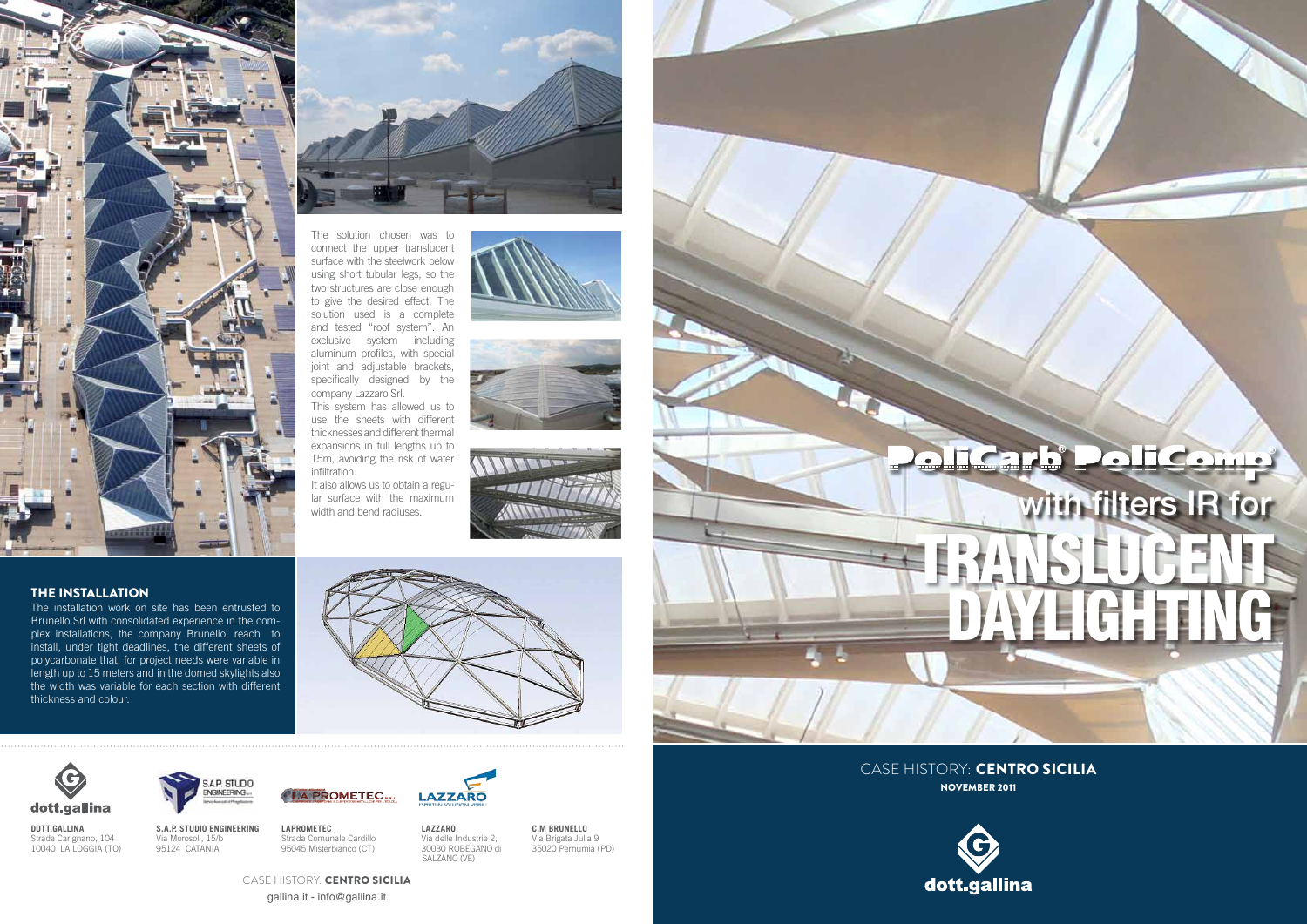The solution chosen was to connect the upper translucent surface with the steelwork below using short tubular legs, so the two structures are close enough to give the desired effect. The solution used is a complete and tested "roof system". An exclusive system including aluminum profiles, with special joint and adjustable brackets, specifically designed by the company Lazzaro Srl.

This system has allowed us to use the sheets with different thicknesses and different thermal expansions in full lengths up to 15m, avoiding the risk of water infiltration.

It also allows us to obtain a regular surface with the maximum width and bend radiuses.

## THE INSTALLATION

The installation work on site has been entrusted to Brunello Srl with consolidated experience in the complex installations, the company Brunello, reach to install, under tight deadlines, the different sheets of polycarbonate that, for project needs were variable in length up to 15 meters and in the domed skylights also the width was variable for each section with different thickness and colour.

**DOTT.GALLINA**
Strada Carignano, 104
10040 LA LOGGIA (TO)

**S.A.P. STUDIO ENGINEERING**
Via Morosoli, 15/b
95124 CATANIA

**LAPROMETEC**
Strada Comunale Cardillo
95045 Misterbianco (CT)

**LAZZARO**
Via delle Industrie 2,
30030 ROBEGANO di SALZANO (VE)

**C.M BRUNELLO**
Via Brigata Julia 9
35020 Pernumia (PD)

CASE HISTORY: **CENTRO SICILIA**
gallina.it - info@gallina.it

# PoliCarb® PoliComp®
## with filters IR for
# TRANSLUCENT DAYLIGHTING

CASE HISTORY: **CENTRO SICILIA**
**NOVEMBER 2011**

dott.gallina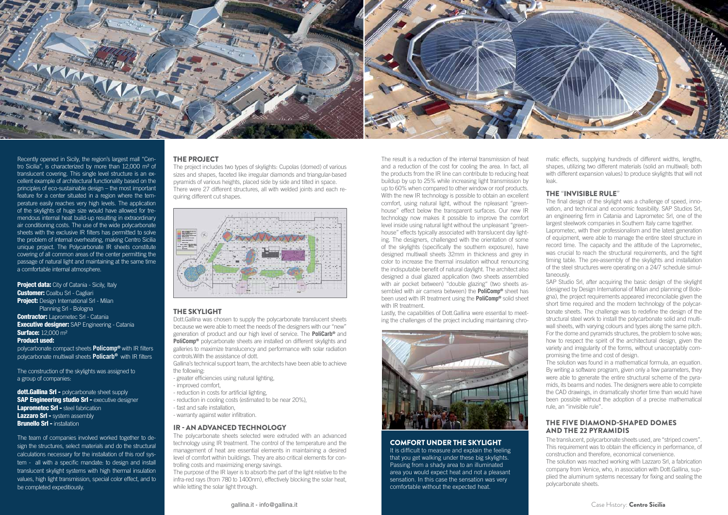Recently opened in Sicily, the region's largest mall "Centro Sicilia", is characterized by more than 12,000 m² of translucent covering. This single level structure is an excellent example of architectural functionality based on the principles of eco-sustainable design – the most important feature for a center situated in a region where the temperature easily reaches very high levels. The application of the skylights of huge size would have allowed for tremendous internal heat build-up resulting in extraordinary air conditioning costs. The use of the wide polycarbonate sheets with the exclusive IR filters has permitted to solve the problem of internal overheating, making Centro Sicilia unique project. The Polycarbonate IR sheets constitute covering of all common areas of the center permitting the passage of natural light and maintaining at the same time a comfortable internal atmosphere.

**Project data:** City of Catania - Sicily, Italy
**Customer:** Coalbu Srl - Cagliari
**Project:** Design International Srl - Milan
Planning Srl - Bologna
**Contractor:** Laprometec Srl - Catania
**Executive designer:** SAP Engineering - Catania
**Surface:** 12,000 m²
**Product used:**
polycarbonate compact sheets **Policomp®** with IR filters
polycarbonate multiwall sheets **Policarb®** with IR filters

The construction of the skylights was assigned to a group of companies:

**dott.Gallina Srl -** polycarbonate sheet supply
**SAP Engineering studio Srl -** executive designer
**Laprometec Srl -** steel fabrication
**Lazzaro Srl -** system assembly
**Brunello Srl -** installation

The team of companies involved worked together to design the structures, select materials and do the structural calculations necessary for the installation of this roof system - all with a specific mandate: to design and install translucent skylight systems with high thermal insulation values, high light transmission, special color effect, and to be completed expeditiously.

## THE PROJECT

The project includes two types of skylights: Cupolas (domed) of various sizes and shapes, faceted like irregular diamonds and triangular-based pyramids of various heights, placed side by side and tilted in space. There were 27 different structures, all with welded joints and each requiring different cut shapes.

## THE SKYLIGHT

Dott.Gallina was chosen to supply the polycarbonate translucent sheets because we were able to meet the needs of the designers with our "new" generation of product and our high level of service. The **PoliCarb®** and **PoliComp®** polycarbonate sheets are installed on different skylights and galleries to maximize translucency and performance with solar radiation controls.With the assistance of dott.

Gallina's technical support team, the architects have been able to achieve the following:

- greater efficiencies using natural lighting,
- improved comfort,
- reduction in costs for artificial lighting,
- reduction in cooling costs (estimated to be near 20%),
- fast and safe installation,
- warranty against water infiltration.

## IR - AN ADVANCED TECHNOLOGY

The polycarbonate sheets selected were extruded with an advanced technology using IR treatment. The control of the temperature and the management of heat are essential elements in maintaining a desired level of comfort within buildings. They are also critical elements for controlling costs and maximizing energy savings.

The purpose of the IR layer is to absorb the part of the light relative to the infra-red rays (from 780 to 1400nm), effectively blocking the solar heat, while letting the solar light through.

The result is a reduction of the internal transmission of heat and a reduction of the cost for cooling the area. In fact, all the products from the IR line can contribute to reducing heat buildup by up to 25% while increasing light transmission by up to 60% when compared to other window or roof products. With the new IR technology is possible to obtain an excellent comfort, using natural light, without the npleasant "greenhouse" effect below the transparent surfaces. Our new IR technology now makes it possible to improve the comfort level inside using natural light without the unpleasant "greenhouse" effects typically associated with translucent day lighting. The designers, challenged with the orientation of some of the skylights (specifically the southern exposure), have designed multiwall sheets 32mm in thickness and grey in color to increase the thermal insulation without renouncing the indisputable benefit of natural daylight. The architect also designed a dual glazed application (two sheets assembled with air pocket between) "double glazing" (two sheets assembled with air camera between) the **PoliComp®** sheet has been used with IR treatment using the **PoliComp®** solid sheet with IR treatment.

Lastly, the capabilities of Dott.Gallina were essential to meeting the challenges of the project including maintaining chromatic effects, supplying hundreds of different widths, lengths, shapes, utilizing two different materials (solid an multiwall; both with different expansion values) to produce skylights that will not leak.

## COMFORT UNDER THE SKYLIGHT

It is difficult to measure and explain the feeling that you get walking under these big skylights. Passing from a shady area to an illuminated area you would expect heat and not a pleasant sensation. In this case the sensation was very comfortable without the expected heat.

## THE "INVISIBLE RULE"

The final design of the skylight was a challenge of speed, innovation, and technical and economic feasibility. SAP Studios Srl, an engineering firm in Catania and Laprometec Srl, one of the largest steelwork companies in Southern Italy came together. Laprometec, with their professionalism and the latest generation of equipment, were able to manage the entire steel structure in record time. The capacity and the attitude of the Laprometec, was crucial to reach the structural requirements, and the tight timing table. The pre-assembly of the skylights and installation of the steel structures were operating on a 24/7 schedule simultaneously.

SAP Studio Srl, after acquiring the basic design of the skylight (designed by Design International of Milan and planning of Bologna), the project requirements appeared irreconcilable given the short time required and the modern technology of the polycarbonate sheets. The challenge was to redefine the design of the structural steel work to install the polycarbonate solid and multiwall sheets, with varying colours and types along the same pitch. For the dome and pyramids structures, the problem to solve was; how to respect the spirit of the architectural design, given the variety and irregularity of the forms, without unacceptably compromising the time and cost of design.

The solution was found in a mathematical formula, an equation. By writing a software program, given only a few parameters, they were able to generate the entire structural scheme of the pyramids, its beams and nodes. The designers were able to complete the CAD drawings, in dramatically shorter time than would have been possible without the adoption of a precise mathematical rule, an "invisible rule".

## THE FIVE DIAMOND-SHAPED DOMES AND THE 22 PYRAMIDIS

The translucent, polycarbonate sheets used, are "striped covers". This requirement was to obtain the efficiency in performance, of construction and therefore, economical convenience.

The solution was reached working with Lazzaro Srl, a fabrication company from Venice, who, in association with Dott.Gallina, supplied the aluminum systems necessary for fixing and sealing the polycarbonate sheets.

gallina.it - info@gallina.it

Case History: **Centro Sicilia**